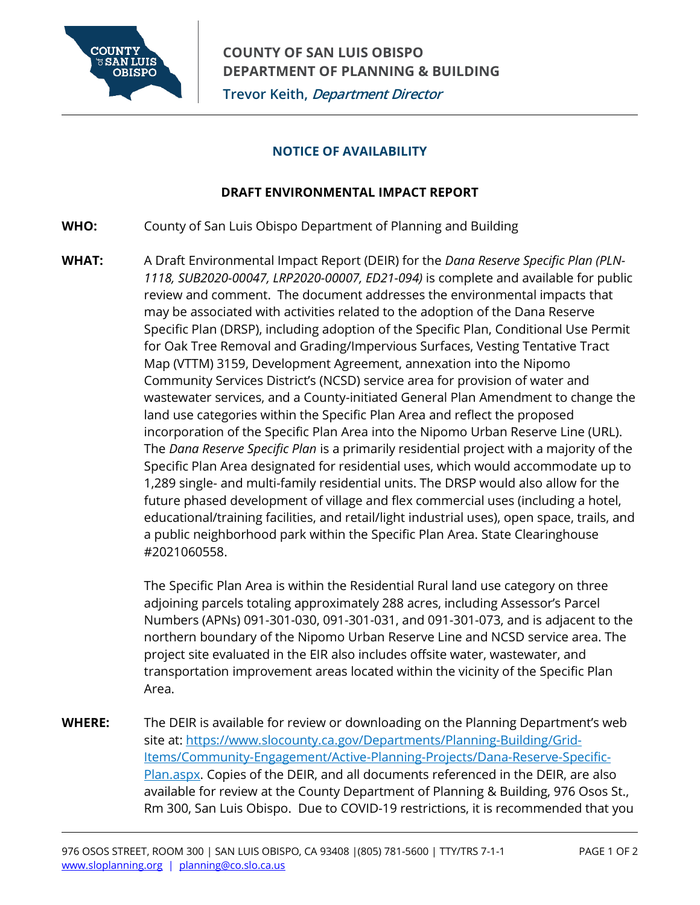**COUNTY OF SAN LUIS OBISPO**
**DEPARTMENT OF PLANNING & BUILDING**
**Trevor Keith,** ***Department Director***

## NOTICE OF AVAILABILITY

### DRAFT ENVIRONMENTAL IMPACT REPORT

**WHO:** County of San Luis Obispo Department of Planning and Building

**WHAT:** A Draft Environmental Impact Report (DEIR) for the *Dana Reserve Specific Plan (PLN-1118, SUB2020-00047, LRP2020-00007, ED21-094)* is complete and available for public review and comment. The document addresses the environmental impacts that may be associated with activities related to the adoption of the Dana Reserve Specific Plan (DRSP), including adoption of the Specific Plan, Conditional Use Permit for Oak Tree Removal and Grading/Impervious Surfaces, Vesting Tentative Tract Map (VTTM) 3159, Development Agreement, annexation into the Nipomo Community Services District's (NCSD) service area for provision of water and wastewater services, and a County-initiated General Plan Amendment to change the land use categories within the Specific Plan Area and reflect the proposed incorporation of the Specific Plan Area into the Nipomo Urban Reserve Line (URL). The *Dana Reserve Specific Plan* is a primarily residential project with a majority of the Specific Plan Area designated for residential uses, which would accommodate up to 1,289 single- and multi-family residential units. The DRSP would also allow for the future phased development of village and flex commercial uses (including a hotel, educational/training facilities, and retail/light industrial uses), open space, trails, and a public neighborhood park within the Specific Plan Area. State Clearinghouse #2021060558.

The Specific Plan Area is within the Residential Rural land use category on three adjoining parcels totaling approximately 288 acres, including Assessor's Parcel Numbers (APNs) 091-301-030, 091-301-031, and 091-301-073, and is adjacent to the northern boundary of the Nipomo Urban Reserve Line and NCSD service area. The project site evaluated in the EIR also includes offsite water, wastewater, and transportation improvement areas located within the vicinity of the Specific Plan Area.

**WHERE:** The DEIR is available for review or downloading on the Planning Department's web site at: [https://www.slocounty.ca.gov/Departments/Planning-Building/Grid-Items/Community-Engagement/Active-Planning-Projects/Dana-Reserve-Specific-Plan.aspx](https://www.slocounty.ca.gov/Departments/Planning-Building/Grid-Items/Community-Engagement/Active-Planning-Projects/Dana-Reserve-Specific-Plan.aspx). Copies of the DEIR, and all documents referenced in the DEIR, are also available for review at the County Department of Planning & Building, 976 Osos St., Rm 300, San Luis Obispo. Due to COVID-19 restrictions, it is recommended that you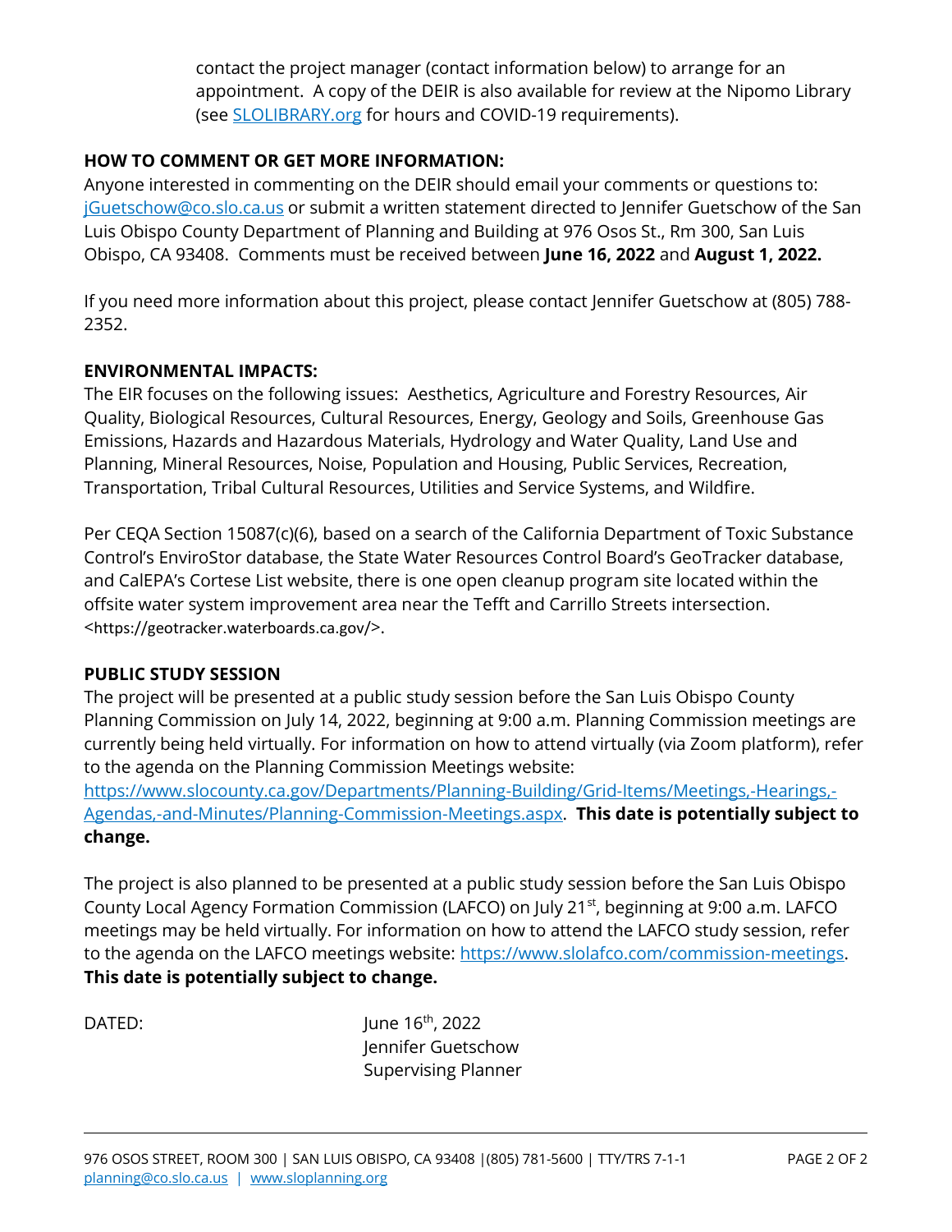contact the project manager (contact information below) to arrange for an appointment. A copy of the DEIR is also available for review at the Nipomo Library (see SLOLIBRARY.org for hours and COVID-19 requirements).

**HOW TO COMMENT OR GET MORE INFORMATION:**

Anyone interested in commenting on the DEIR should email your comments or questions to: jGuetschow@co.slo.ca.us or submit a written statement directed to Jennifer Guetschow of the San Luis Obispo County Department of Planning and Building at 976 Osos St., Rm 300, San Luis Obispo, CA 93408. Comments must be received between **June 16, 2022** and **August 1, 2022.**

If you need more information about this project, please contact Jennifer Guetschow at (805) 788-2352.

**ENVIRONMENTAL IMPACTS:**

The EIR focuses on the following issues: Aesthetics, Agriculture and Forestry Resources, Air Quality, Biological Resources, Cultural Resources, Energy, Geology and Soils, Greenhouse Gas Emissions, Hazards and Hazardous Materials, Hydrology and Water Quality, Land Use and Planning, Mineral Resources, Noise, Population and Housing, Public Services, Recreation, Transportation, Tribal Cultural Resources, Utilities and Service Systems, and Wildfire.

Per CEQA Section 15087(c)(6), based on a search of the California Department of Toxic Substance Control's EnviroStor database, the State Water Resources Control Board's GeoTracker database, and CalEPA's Cortese List website, there is one open cleanup program site located within the offsite water system improvement area near the Tefft and Carrillo Streets intersection. <https://geotracker.waterboards.ca.gov/>.

**PUBLIC STUDY SESSION**

The project will be presented at a public study session before the San Luis Obispo County Planning Commission on July 14, 2022, beginning at 9:00 a.m. Planning Commission meetings are currently being held virtually. For information on how to attend virtually (via Zoom platform), refer to the agenda on the Planning Commission Meetings website: https://www.slocounty.ca.gov/Departments/Planning-Building/Grid-Items/Meetings,-Hearings,-Agendas,-and-Minutes/Planning-Commission-Meetings.aspx. **This date is potentially subject to change.**

The project is also planned to be presented at a public study session before the San Luis Obispo County Local Agency Formation Commission (LAFCO) on July 21st, beginning at 9:00 a.m. LAFCO meetings may be held virtually. For information on how to attend the LAFCO study session, refer to the agenda on the LAFCO meetings website: https://www.slolafco.com/commission-meetings. **This date is potentially subject to change.**

DATED: June 16th, 2022
Jennifer Guetschow
Supervising Planner

976 OSOS STREET, ROOM 300 | SAN LUIS OBISPO, CA 93408 | (805) 781-5600 | TTY/TRS 7-1-1
planning@co.slo.ca.us | www.sloplanning.org